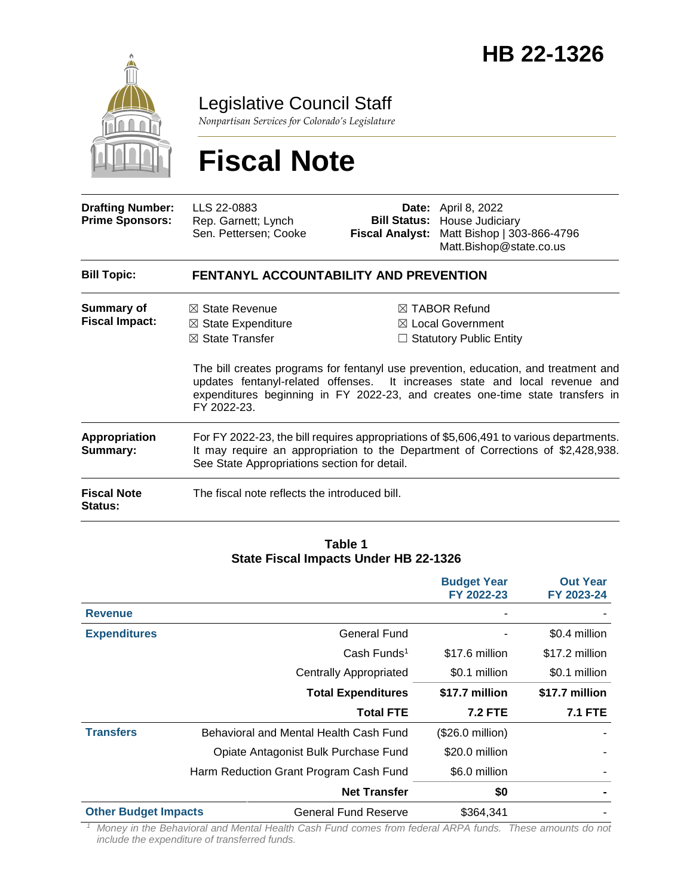# HB 22-1326

# Legislative Council Staff

*Nonpartisan Services for Colorado's Legislature*

# Fiscal Note

| | | | |
|---|---|---|---|
| **Drafting Number:** | LLS 22-0883 | **Date:** | April 8, 2022 |
| **Prime Sponsors:** | Rep. Garnett; Lynch<br>Sen. Pettersen; Cooke | **Bill Status:** | House Judiciary |
| | | **Fiscal Analyst:** | Matt Bishop \| 303-866-4796<br>Matt.Bishop@state.co.us |

**Bill Topic:** **FENTANYL ACCOUNTABILITY AND PREVENTION**

**Summary of Fiscal Impact:**

- ☒ State Revenue
- ☒ State Expenditure
- ☒ State Transfer
- ☒ TABOR Refund
- ☒ Local Government
- ☐ Statutory Public Entity

The bill creates programs for fentanyl use prevention, education, and treatment and updates fentanyl-related offenses. It increases state and local revenue and expenditures beginning in FY 2022-23, and creates one-time state transfers in FY 2022-23.

**Appropriation Summary:** For FY 2022-23, the bill requires appropriations of $5,606,491 to various departments. It may require an appropriation to the Department of Corrections of $2,428,938. See State Appropriations section for detail.

**Fiscal Note Status:** The fiscal note reflects the introduced bill.

**Table 1**
**State Fiscal Impacts Under HB 22-1326**

| | | Budget Year FY 2022-23 | Out Year FY 2023-24 |
|---|---|---|---|
| **Revenue** | | - | - |
| **Expenditures** | General Fund | - | $0.4 million |
| | Cash Funds[1] | $17.6 million | $17.2 million |
| | Centrally Appropriated | $0.1 million | $0.1 million |
| | **Total Expenditures** | **$17.7 million** | **$17.7 million** |
| | **Total FTE** | **7.2 FTE** | **7.1 FTE** |
| **Transfers** | Behavioral and Mental Health Cash Fund | ($26.0 million) | - |
| | Opiate Antagonist Bulk Purchase Fund | $20.0 million | - |
| | Harm Reduction Grant Program Cash Fund | $6.0 million | - |
| | **Net Transfer** | **$0** | **-** |
| **Other Budget Impacts** | General Fund Reserve | $364,341 | - |

[1] *Money in the Behavioral and Mental Health Cash Fund comes from federal ARPA funds. These amounts do not include the expenditure of transferred funds.*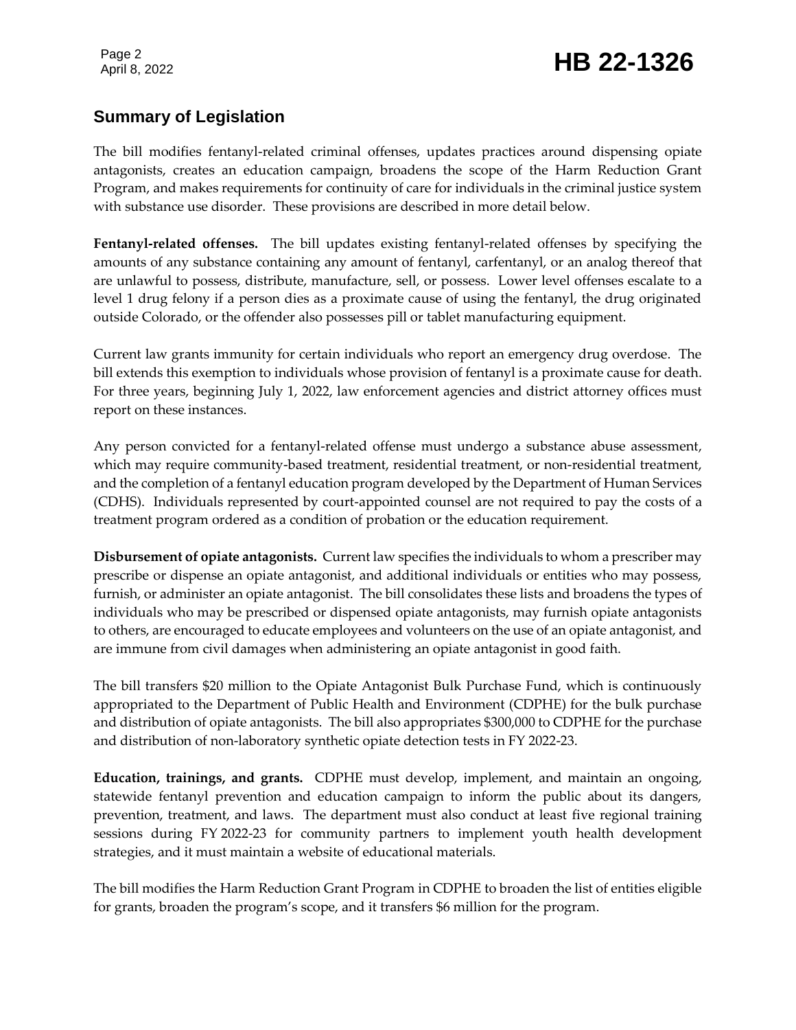## Summary of Legislation

The bill modifies fentanyl-related criminal offenses, updates practices around dispensing opiate antagonists, creates an education campaign, broadens the scope of the Harm Reduction Grant Program, and makes requirements for continuity of care for individuals in the criminal justice system with substance use disorder. These provisions are described in more detail below.

**Fentanyl-related offenses.** The bill updates existing fentanyl-related offenses by specifying the amounts of any substance containing any amount of fentanyl, carfentanyl, or an analog thereof that are unlawful to possess, distribute, manufacture, sell, or possess. Lower level offenses escalate to a level 1 drug felony if a person dies as a proximate cause of using the fentanyl, the drug originated outside Colorado, or the offender also possesses pill or tablet manufacturing equipment.

Current law grants immunity for certain individuals who report an emergency drug overdose. The bill extends this exemption to individuals whose provision of fentanyl is a proximate cause for death. For three years, beginning July 1, 2022, law enforcement agencies and district attorney offices must report on these instances.

Any person convicted for a fentanyl-related offense must undergo a substance abuse assessment, which may require community-based treatment, residential treatment, or non-residential treatment, and the completion of a fentanyl education program developed by the Department of Human Services (CDHS). Individuals represented by court-appointed counsel are not required to pay the costs of a treatment program ordered as a condition of probation or the education requirement.

**Disbursement of opiate antagonists.** Current law specifies the individuals to whom a prescriber may prescribe or dispense an opiate antagonist, and additional individuals or entities who may possess, furnish, or administer an opiate antagonist. The bill consolidates these lists and broadens the types of individuals who may be prescribed or dispensed opiate antagonists, may furnish opiate antagonists to others, are encouraged to educate employees and volunteers on the use of an opiate antagonist, and are immune from civil damages when administering an opiate antagonist in good faith.

The bill transfers $20 million to the Opiate Antagonist Bulk Purchase Fund, which is continuously appropriated to the Department of Public Health and Environment (CDPHE) for the bulk purchase and distribution of opiate antagonists. The bill also appropriates $300,000 to CDPHE for the purchase and distribution of non-laboratory synthetic opiate detection tests in FY 2022-23.

**Education, trainings, and grants.** CDPHE must develop, implement, and maintain an ongoing, statewide fentanyl prevention and education campaign to inform the public about its dangers, prevention, treatment, and laws. The department must also conduct at least five regional training sessions during FY 2022-23 for community partners to implement youth health development strategies, and it must maintain a website of educational materials.

The bill modifies the Harm Reduction Grant Program in CDPHE to broaden the list of entities eligible for grants, broaden the program's scope, and it transfers $6 million for the program.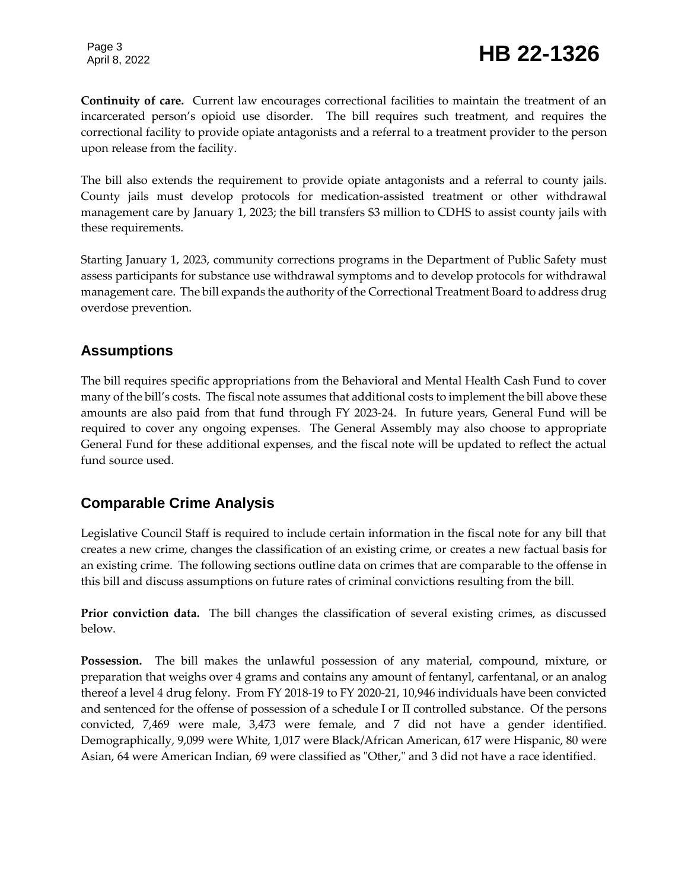**Continuity of care.** Current law encourages correctional facilities to maintain the treatment of an incarcerated person's opioid use disorder. The bill requires such treatment, and requires the correctional facility to provide opiate antagonists and a referral to a treatment provider to the person upon release from the facility.

The bill also extends the requirement to provide opiate antagonists and a referral to county jails. County jails must develop protocols for medication-assisted treatment or other withdrawal management care by January 1, 2023; the bill transfers $3 million to CDHS to assist county jails with these requirements.

Starting January 1, 2023, community corrections programs in the Department of Public Safety must assess participants for substance use withdrawal symptoms and to develop protocols for withdrawal management care. The bill expands the authority of the Correctional Treatment Board to address drug overdose prevention.

## Assumptions

The bill requires specific appropriations from the Behavioral and Mental Health Cash Fund to cover many of the bill's costs. The fiscal note assumes that additional costs to implement the bill above these amounts are also paid from that fund through FY 2023-24. In future years, General Fund will be required to cover any ongoing expenses. The General Assembly may also choose to appropriate General Fund for these additional expenses, and the fiscal note will be updated to reflect the actual fund source used.

## Comparable Crime Analysis

Legislative Council Staff is required to include certain information in the fiscal note for any bill that creates a new crime, changes the classification of an existing crime, or creates a new factual basis for an existing crime. The following sections outline data on crimes that are comparable to the offense in this bill and discuss assumptions on future rates of criminal convictions resulting from the bill.

**Prior conviction data.** The bill changes the classification of several existing crimes, as discussed below.

**Possession.** The bill makes the unlawful possession of any material, compound, mixture, or preparation that weighs over 4 grams and contains any amount of fentanyl, carfentanal, or an analog thereof a level 4 drug felony. From FY 2018-19 to FY 2020-21, 10,946 individuals have been convicted and sentenced for the offense of possession of a schedule I or II controlled substance. Of the persons convicted, 7,469 were male, 3,473 were female, and 7 did not have a gender identified. Demographically, 9,099 were White, 1,017 were Black/African American, 617 were Hispanic, 80 were Asian, 64 were American Indian, 69 were classified as "Other," and 3 did not have a race identified.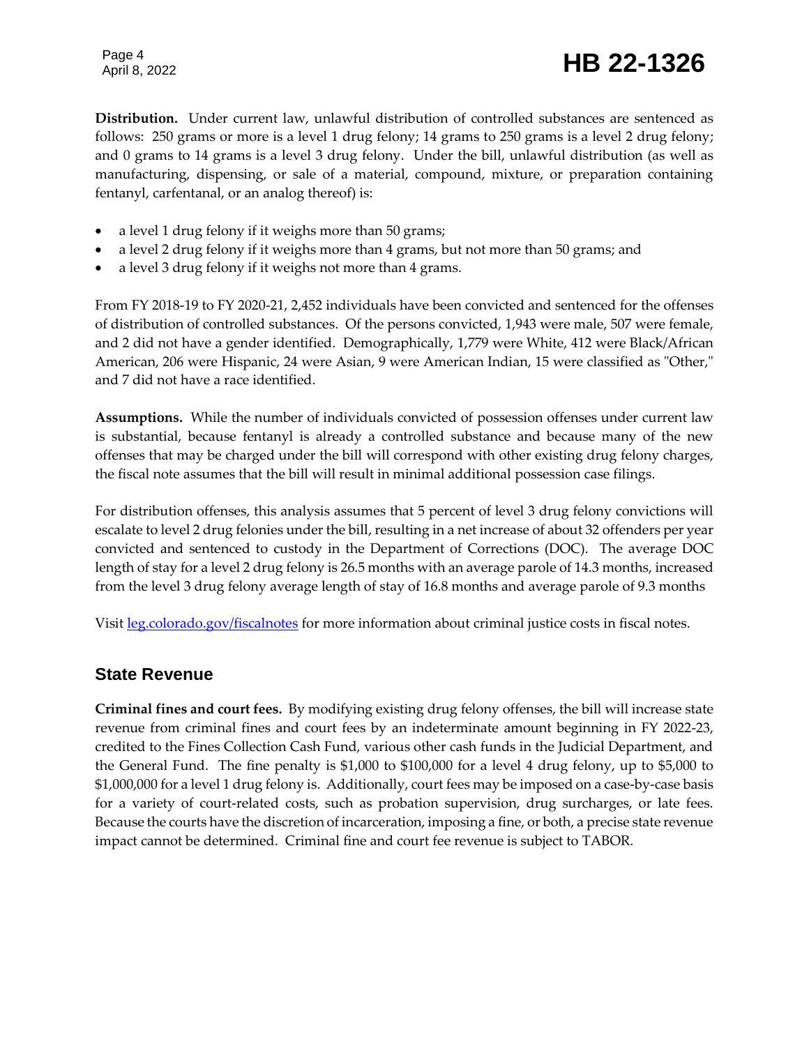**Distribution.** Under current law, unlawful distribution of controlled substances are sentenced as follows: 250 grams or more is a level 1 drug felony; 14 grams to 250 grams is a level 2 drug felony; and 0 grams to 14 grams is a level 3 drug felony. Under the bill, unlawful distribution (as well as manufacturing, dispensing, or sale of a material, compound, mixture, or preparation containing fentanyl, carfentanal, or an analog thereof) is:

- a level 1 drug felony if it weighs more than 50 grams;
- a level 2 drug felony if it weighs more than 4 grams, but not more than 50 grams; and
- a level 3 drug felony if it weighs not more than 4 grams.

From FY 2018-19 to FY 2020-21, 2,452 individuals have been convicted and sentenced for the offenses of distribution of controlled substances. Of the persons convicted, 1,943 were male, 507 were female, and 2 did not have a gender identified. Demographically, 1,779 were White, 412 were Black/African American, 206 were Hispanic, 24 were Asian, 9 were American Indian, 15 were classified as "Other," and 7 did not have a race identified.

**Assumptions.** While the number of individuals convicted of possession offenses under current law is substantial, because fentanyl is already a controlled substance and because many of the new offenses that may be charged under the bill will correspond with other existing drug felony charges, the fiscal note assumes that the bill will result in minimal additional possession case filings.

For distribution offenses, this analysis assumes that 5 percent of level 3 drug felony convictions will escalate to level 2 drug felonies under the bill, resulting in a net increase of about 32 offenders per year convicted and sentenced to custody in the Department of Corrections (DOC). The average DOC length of stay for a level 2 drug felony is 26.5 months with an average parole of 14.3 months, increased from the level 3 drug felony average length of stay of 16.8 months and average parole of 9.3 months

Visit [leg.colorado.gov/fiscalnotes](leg.colorado.gov/fiscalnotes) for more information about criminal justice costs in fiscal notes.

## State Revenue

**Criminal fines and court fees.** By modifying existing drug felony offenses, the bill will increase state revenue from criminal fines and court fees by an indeterminate amount beginning in FY 2022-23, credited to the Fines Collection Cash Fund, various other cash funds in the Judicial Department, and the General Fund. The fine penalty is $1,000 to $100,000 for a level 4 drug felony, up to $5,000 to $1,000,000 for a level 1 drug felony is. Additionally, court fees may be imposed on a case-by-case basis for a variety of court-related costs, such as probation supervision, drug surcharges, or late fees. Because the courts have the discretion of incarceration, imposing a fine, or both, a precise state revenue impact cannot be determined. Criminal fine and court fee revenue is subject to TABOR.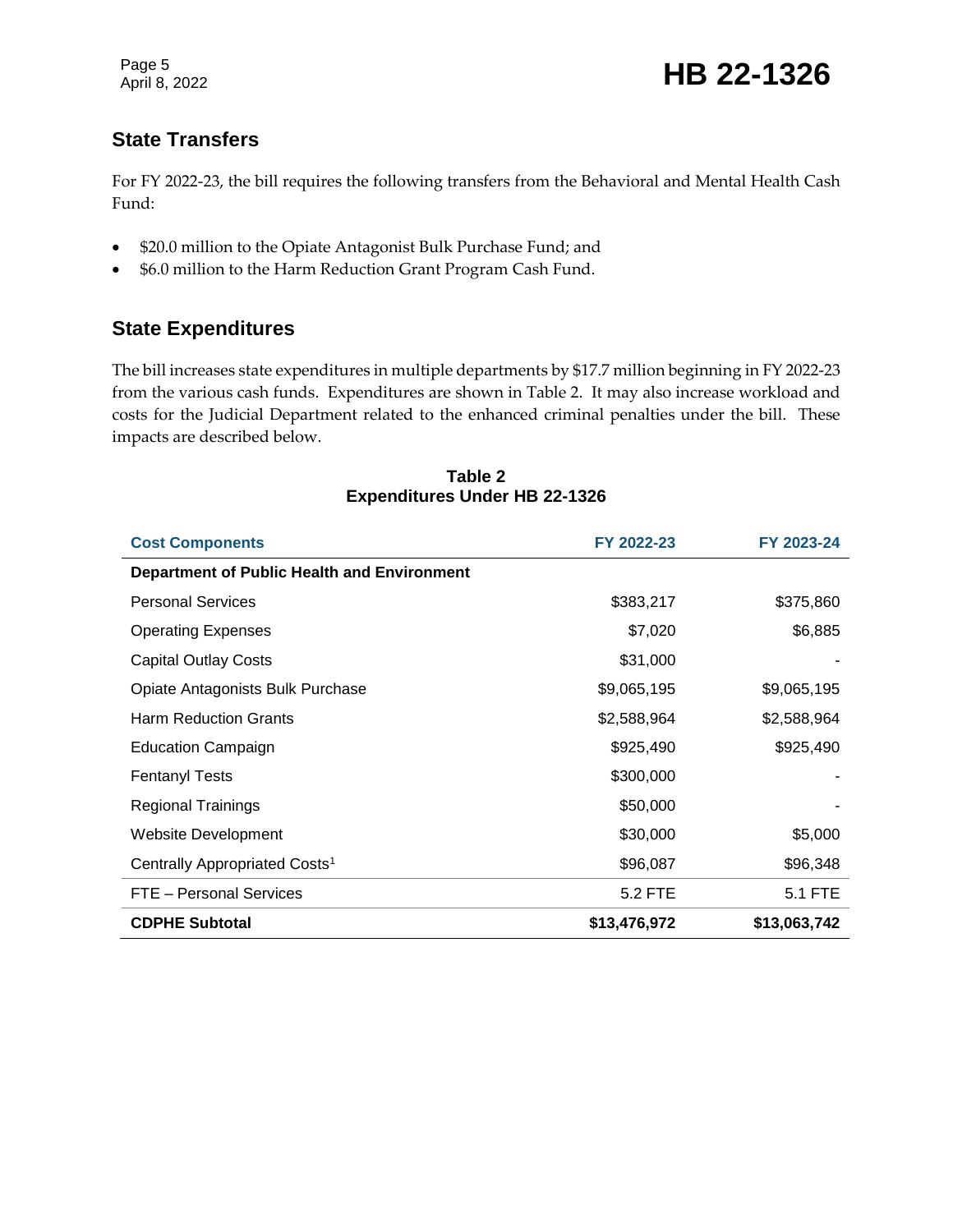## State Transfers

For FY 2022-23, the bill requires the following transfers from the Behavioral and Mental Health Cash Fund:

- $20.0 million to the Opiate Antagonist Bulk Purchase Fund; and
- $6.0 million to the Harm Reduction Grant Program Cash Fund.

## State Expenditures

The bill increases state expenditures in multiple departments by $17.7 million beginning in FY 2022-23 from the various cash funds. Expenditures are shown in Table 2. It may also increase workload and costs for the Judicial Department related to the enhanced criminal penalties under the bill. These impacts are described below.

**Table 2**
**Expenditures Under HB 22-1326**

| Cost Components | FY 2022-23 | FY 2023-24 |
|---|---|---|
| **Department of Public Health and Environment** | | |
| Personal Services | $383,217 | $375,860 |
| Operating Expenses | $7,020 | $6,885 |
| Capital Outlay Costs | $31,000 | - |
| Opiate Antagonists Bulk Purchase | $9,065,195 | $9,065,195 |
| Harm Reduction Grants | $2,588,964 | $2,588,964 |
| Education Campaign | $925,490 | $925,490 |
| Fentanyl Tests | $300,000 | - |
| Regional Trainings | $50,000 | - |
| Website Development | $30,000 | $5,000 |
| Centrally Appropriated Costs[1] | $96,087 | $96,348 |
| FTE – Personal Services | 5.2 FTE | 5.1 FTE |
| **CDPHE Subtotal** | **$13,476,972** | **$13,063,742** |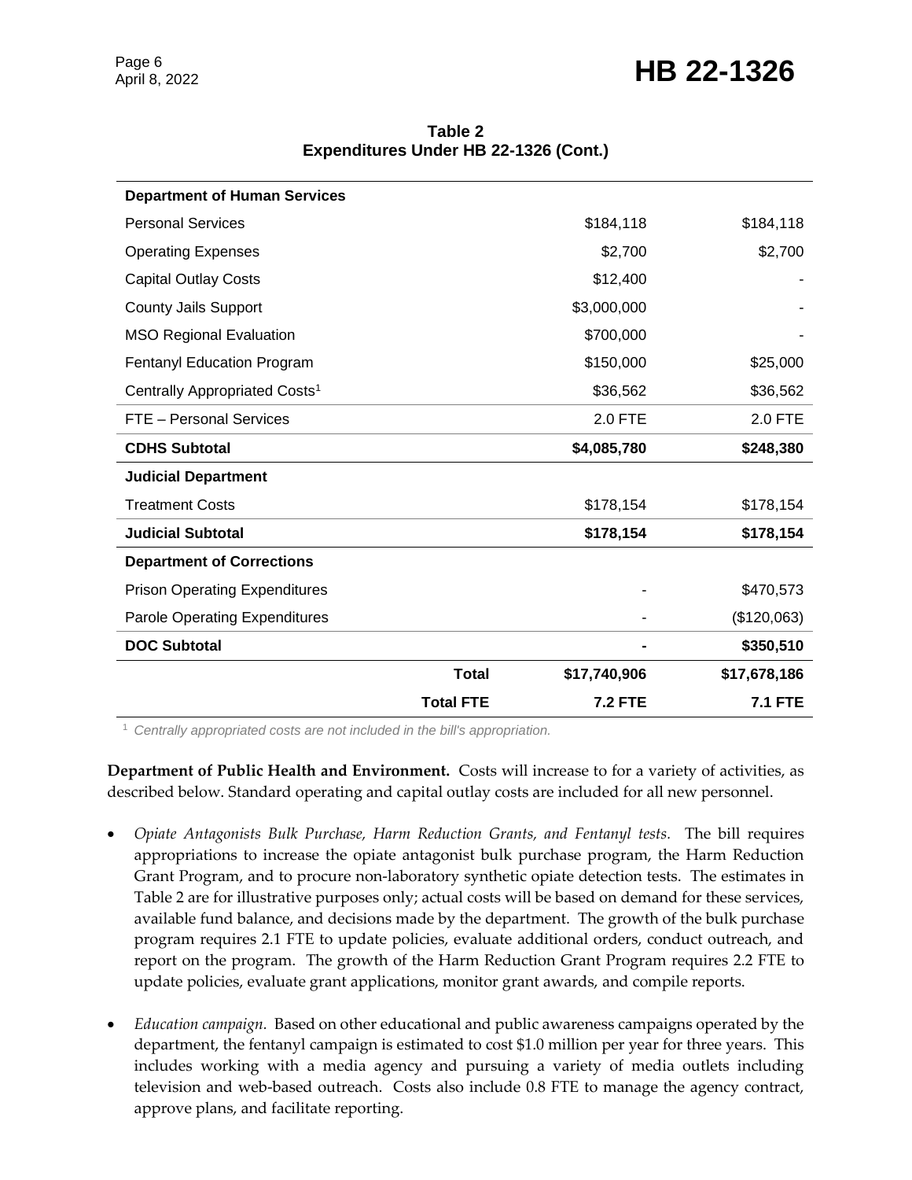**Table 2**
**Expenditures Under HB 22-1326 (Cont.)**

| | | | |
|---|---|---|---|
| **Department of Human Services** | | | |
| Personal Services | | $184,118 | $184,118 |
| Operating Expenses | | $2,700 | $2,700 |
| Capital Outlay Costs | | $12,400 | - |
| County Jails Support | | $3,000,000 | - |
| MSO Regional Evaluation | | $700,000 | - |
| Fentanyl Education Program | | $150,000 | $25,000 |
| Centrally Appropriated Costs[1] | | $36,562 | $36,562 |
| FTE – Personal Services | | 2.0 FTE | 2.0 FTE |
| **CDHS Subtotal** | | **$4,085,780** | **$248,380** |
| **Judicial Department** | | | |
| Treatment Costs | | $178,154 | $178,154 |
| **Judicial Subtotal** | | **$178,154** | **$178,154** |
| **Department of Corrections** | | | |
| Prison Operating Expenditures | | - | $470,573 |
| Parole Operating Expenditures | | - | ($120,063) |
| **DOC Subtotal** | | **-** | **$350,510** |
| | **Total** | **$17,740,906** | **$17,678,186** |
| | **Total FTE** | **7.2 FTE** | **7.1 FTE** |

[1] *Centrally appropriated costs are not included in the bill's appropriation.*

**Department of Public Health and Environment.** Costs will increase to for a variety of activities, as described below. Standard operating and capital outlay costs are included for all new personnel.

- *Opiate Antagonists Bulk Purchase, Harm Reduction Grants, and Fentanyl tests.* The bill requires appropriations to increase the opiate antagonist bulk purchase program, the Harm Reduction Grant Program, and to procure non-laboratory synthetic opiate detection tests. The estimates in Table 2 are for illustrative purposes only; actual costs will be based on demand for these services, available fund balance, and decisions made by the department. The growth of the bulk purchase program requires 2.1 FTE to update policies, evaluate additional orders, conduct outreach, and report on the program. The growth of the Harm Reduction Grant Program requires 2.2 FTE to update policies, evaluate grant applications, monitor grant awards, and compile reports.

- *Education campaign.* Based on other educational and public awareness campaigns operated by the department, the fentanyl campaign is estimated to cost $1.0 million per year for three years. This includes working with a media agency and pursuing a variety of media outlets including television and web-based outreach. Costs also include 0.8 FTE to manage the agency contract, approve plans, and facilitate reporting.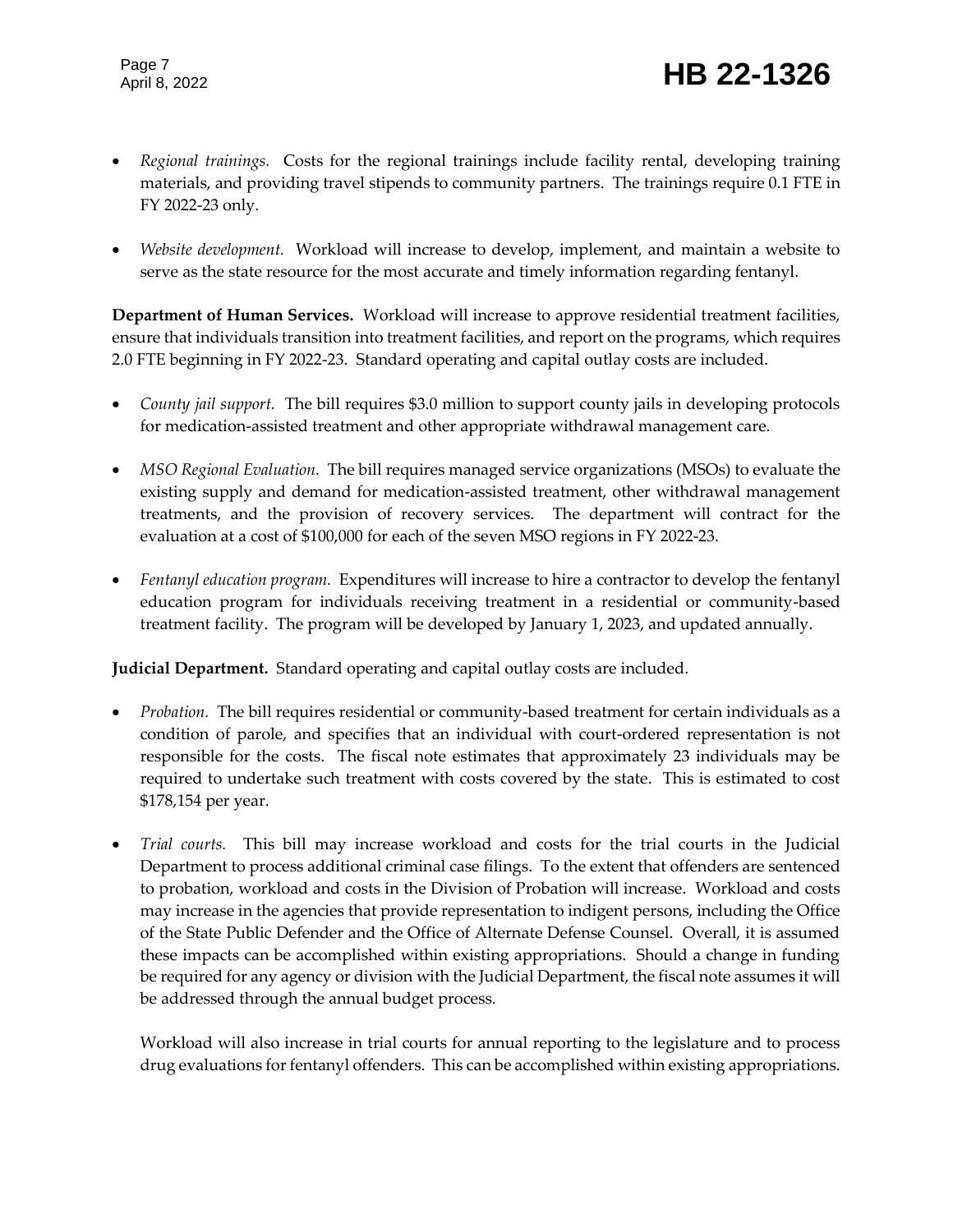- *Regional trainings.* Costs for the regional trainings include facility rental, developing training materials, and providing travel stipends to community partners. The trainings require 0.1 FTE in FY 2022-23 only.

- *Website development.* Workload will increase to develop, implement, and maintain a website to serve as the state resource for the most accurate and timely information regarding fentanyl.

**Department of Human Services.** Workload will increase to approve residential treatment facilities, ensure that individuals transition into treatment facilities, and report on the programs, which requires 2.0 FTE beginning in FY 2022-23. Standard operating and capital outlay costs are included.

- *County jail support.* The bill requires $3.0 million to support county jails in developing protocols for medication-assisted treatment and other appropriate withdrawal management care.

- *MSO Regional Evaluation.* The bill requires managed service organizations (MSOs) to evaluate the existing supply and demand for medication-assisted treatment, other withdrawal management treatments, and the provision of recovery services. The department will contract for the evaluation at a cost of $100,000 for each of the seven MSO regions in FY 2022-23.

- *Fentanyl education program.* Expenditures will increase to hire a contractor to develop the fentanyl education program for individuals receiving treatment in a residential or community-based treatment facility. The program will be developed by January 1, 2023, and updated annually.

**Judicial Department.** Standard operating and capital outlay costs are included.

- *Probation.* The bill requires residential or community-based treatment for certain individuals as a condition of parole, and specifies that an individual with court-ordered representation is not responsible for the costs. The fiscal note estimates that approximately 23 individuals may be required to undertake such treatment with costs covered by the state. This is estimated to cost $178,154 per year.

- *Trial courts.* This bill may increase workload and costs for the trial courts in the Judicial Department to process additional criminal case filings. To the extent that offenders are sentenced to probation, workload and costs in the Division of Probation will increase. Workload and costs may increase in the agencies that provide representation to indigent persons, including the Office of the State Public Defender and the Office of Alternate Defense Counsel. Overall, it is assumed these impacts can be accomplished within existing appropriations. Should a change in funding be required for any agency or division with the Judicial Department, the fiscal note assumes it will be addressed through the annual budget process.

  Workload will also increase in trial courts for annual reporting to the legislature and to process drug evaluations for fentanyl offenders. This can be accomplished within existing appropriations.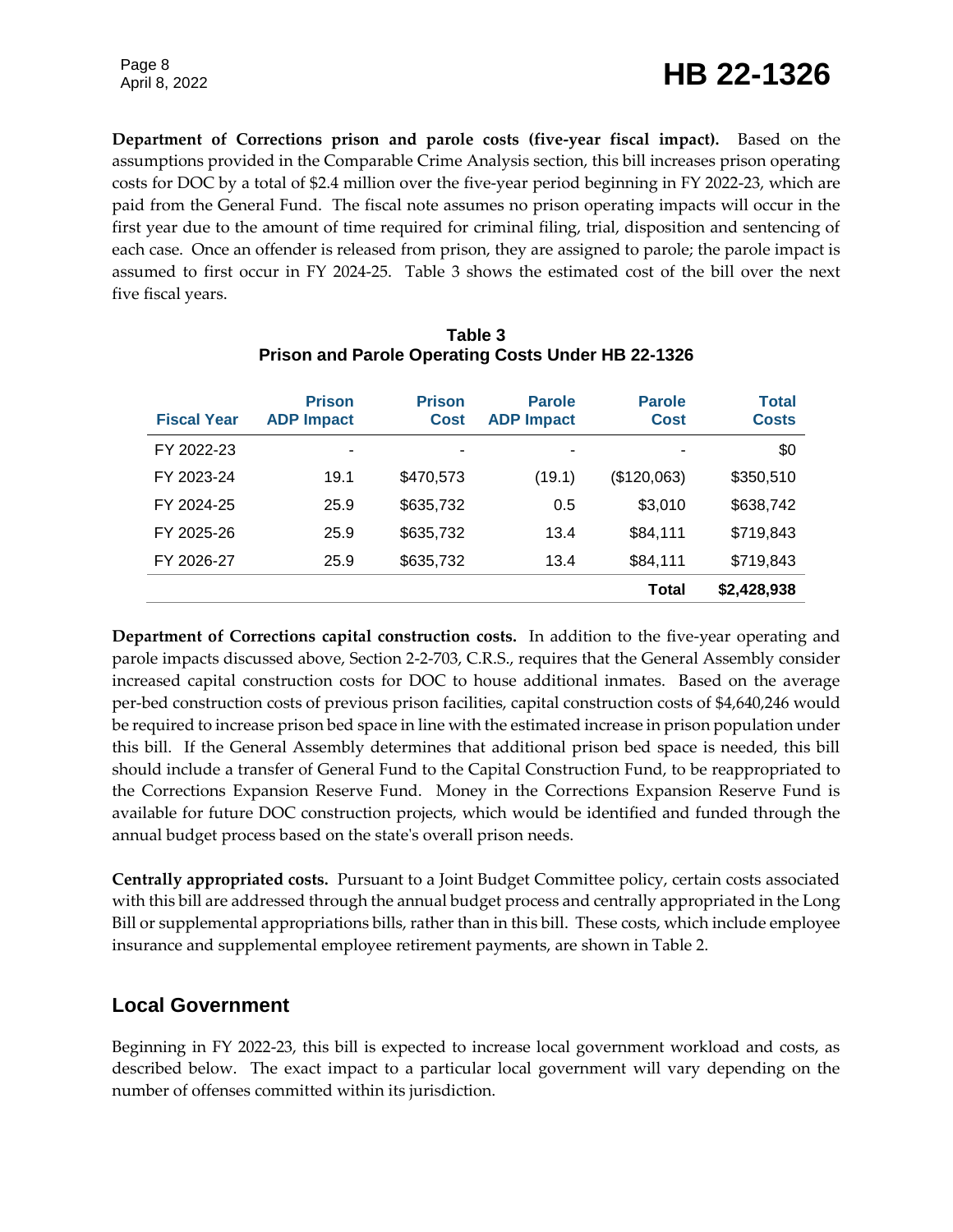**Department of Corrections prison and parole costs (five-year fiscal impact).** Based on the assumptions provided in the Comparable Crime Analysis section, this bill increases prison operating costs for DOC by a total of $2.4 million over the five-year period beginning in FY 2022-23, which are paid from the General Fund. The fiscal note assumes no prison operating impacts will occur in the first year due to the amount of time required for criminal filing, trial, disposition and sentencing of each case. Once an offender is released from prison, they are assigned to parole; the parole impact is assumed to first occur in FY 2024-25. Table 3 shows the estimated cost of the bill over the next five fiscal years.

**Table 3**
**Prison and Parole Operating Costs Under HB 22-1326**

| Fiscal Year | Prison ADP Impact | Prison Cost | Parole ADP Impact | Parole Cost | Total Costs |
|---|---|---|---|---|---|
| FY 2022-23 | - | - | - | - | $0 |
| FY 2023-24 | 19.1 | $470,573 | (19.1) | ($120,063) | $350,510 |
| FY 2024-25 | 25.9 | $635,732 | 0.5 | $3,010 | $638,742 |
| FY 2025-26 | 25.9 | $635,732 | 13.4 | $84,111 | $719,843 |
| FY 2026-27 | 25.9 | $635,732 | 13.4 | $84,111 | $719,843 |
| | | | | **Total** | **$2,428,938** |

**Department of Corrections capital construction costs.** In addition to the five-year operating and parole impacts discussed above, Section 2-2-703, C.R.S., requires that the General Assembly consider increased capital construction costs for DOC to house additional inmates. Based on the average per-bed construction costs of previous prison facilities, capital construction costs of $4,640,246 would be required to increase prison bed space in line with the estimated increase in prison population under this bill. If the General Assembly determines that additional prison bed space is needed, this bill should include a transfer of General Fund to the Capital Construction Fund, to be reappropriated to the Corrections Expansion Reserve Fund. Money in the Corrections Expansion Reserve Fund is available for future DOC construction projects, which would be identified and funded through the annual budget process based on the state's overall prison needs.

**Centrally appropriated costs.** Pursuant to a Joint Budget Committee policy, certain costs associated with this bill are addressed through the annual budget process and centrally appropriated in the Long Bill or supplemental appropriations bills, rather than in this bill. These costs, which include employee insurance and supplemental employee retirement payments, are shown in Table 2.

## Local Government

Beginning in FY 2022-23, this bill is expected to increase local government workload and costs, as described below. The exact impact to a particular local government will vary depending on the number of offenses committed within its jurisdiction.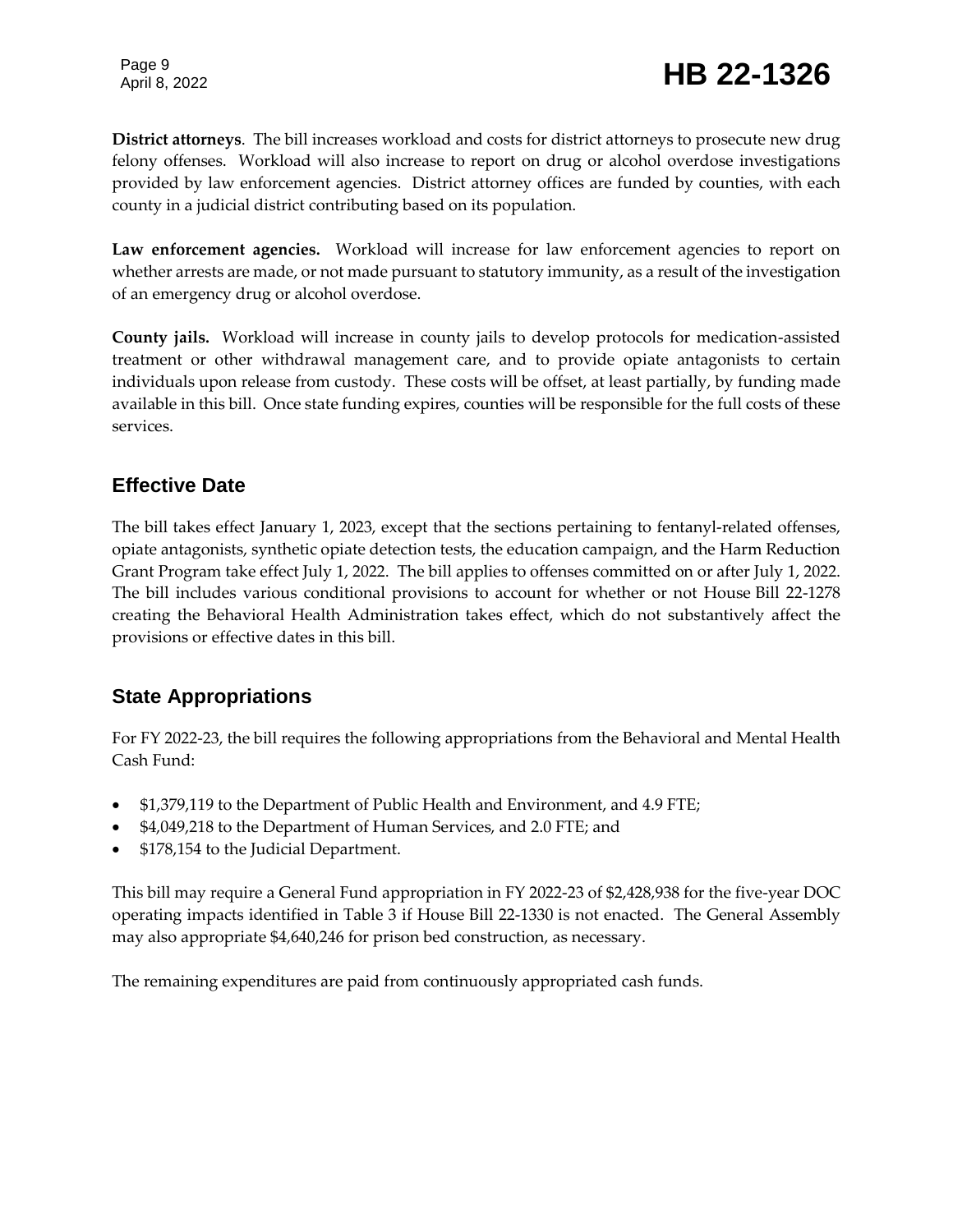**District attorneys**. The bill increases workload and costs for district attorneys to prosecute new drug felony offenses. Workload will also increase to report on drug or alcohol overdose investigations provided by law enforcement agencies. District attorney offices are funded by counties, with each county in a judicial district contributing based on its population.

**Law enforcement agencies.** Workload will increase for law enforcement agencies to report on whether arrests are made, or not made pursuant to statutory immunity, as a result of the investigation of an emergency drug or alcohol overdose.

**County jails.** Workload will increase in county jails to develop protocols for medication-assisted treatment or other withdrawal management care, and to provide opiate antagonists to certain individuals upon release from custody. These costs will be offset, at least partially, by funding made available in this bill. Once state funding expires, counties will be responsible for the full costs of these services.

## Effective Date

The bill takes effect January 1, 2023, except that the sections pertaining to fentanyl-related offenses, opiate antagonists, synthetic opiate detection tests, the education campaign, and the Harm Reduction Grant Program take effect July 1, 2022. The bill applies to offenses committed on or after July 1, 2022. The bill includes various conditional provisions to account for whether or not House Bill 22-1278 creating the Behavioral Health Administration takes effect, which do not substantively affect the provisions or effective dates in this bill.

## State Appropriations

For FY 2022-23, the bill requires the following appropriations from the Behavioral and Mental Health Cash Fund:

- $1,379,119 to the Department of Public Health and Environment, and 4.9 FTE;
- $4,049,218 to the Department of Human Services, and 2.0 FTE; and
- $178,154 to the Judicial Department.

This bill may require a General Fund appropriation in FY 2022-23 of $2,428,938 for the five-year DOC operating impacts identified in Table 3 if House Bill 22-1330 is not enacted. The General Assembly may also appropriate $4,640,246 for prison bed construction, as necessary.

The remaining expenditures are paid from continuously appropriated cash funds.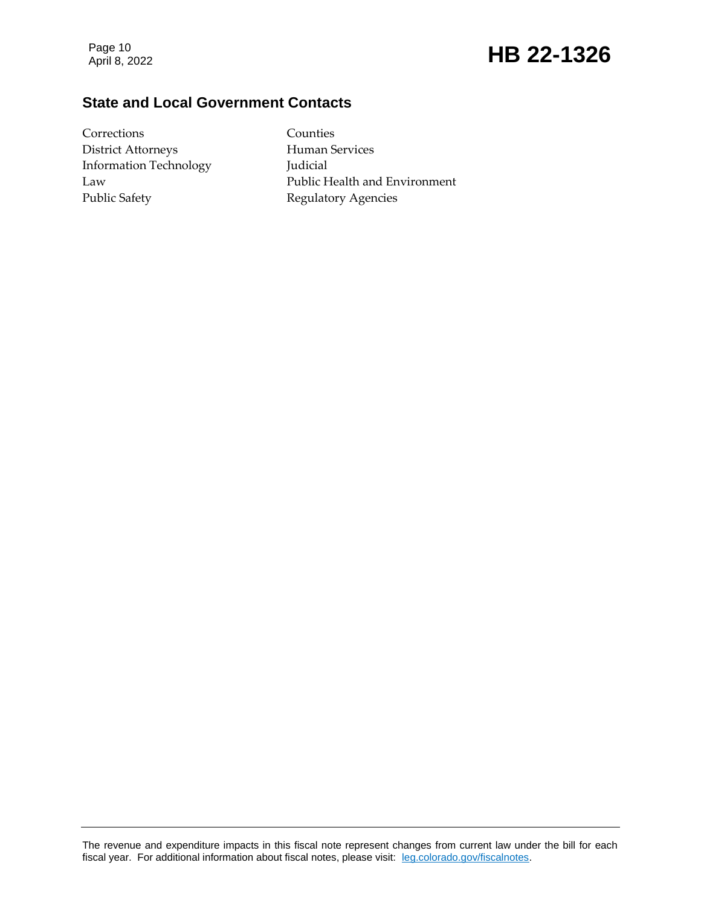## State and Local Government Contacts

| | |
|---|---|
| Corrections | Counties |
| District Attorneys | Human Services |
| Information Technology | Judicial |
| Law | Public Health and Environment |
| Public Safety | Regulatory Agencies |

The revenue and expenditure impacts in this fiscal note represent changes from current law under the bill for each fiscal year. For additional information about fiscal notes, please visit: leg.colorado.gov/fiscalnotes.